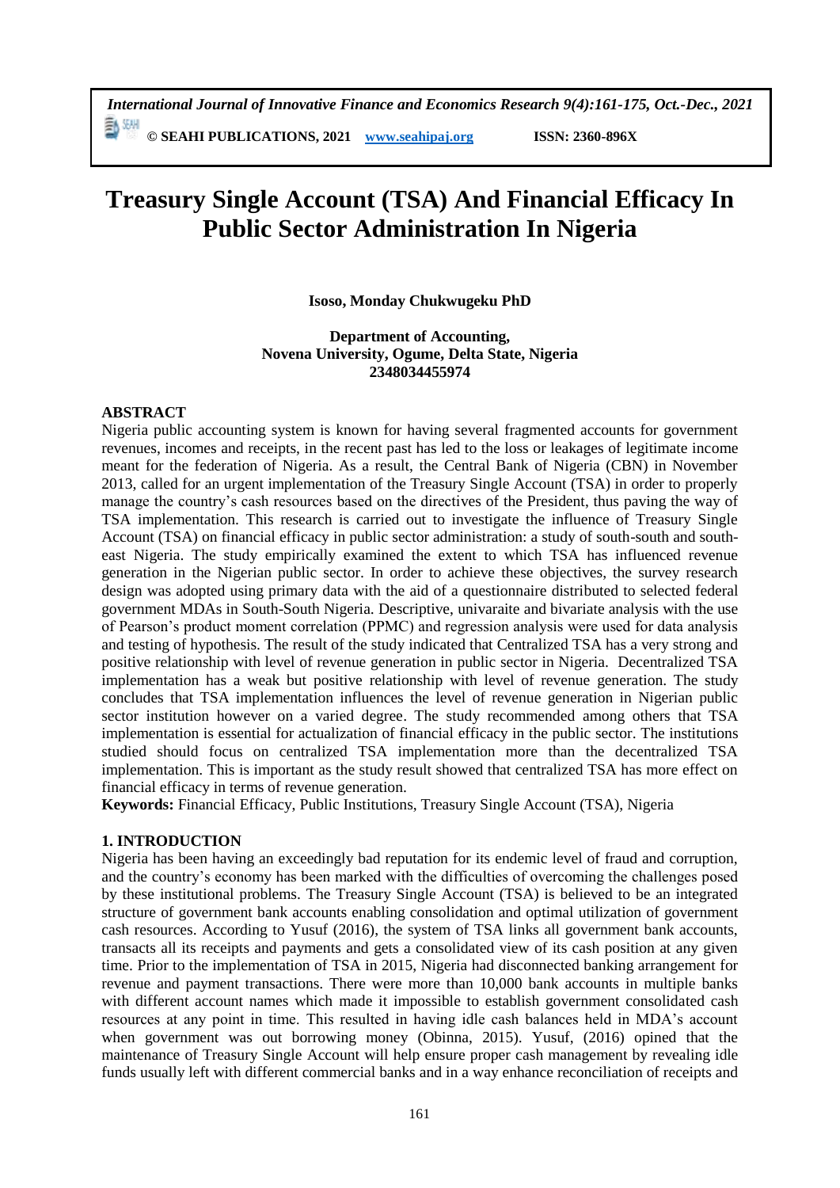# Treasury Single Account (TSA) And Financial Efficacy In Public Sector Administration In Nigeria

**Isoso, Monday Chukwugeku PhD**

**Department of Accounting,**
**Novena University, Ogume, Delta State, Nigeria**
**2348034455974**

## ABSTRACT

Nigeria public accounting system is known for having several fragmented accounts for government revenues, incomes and receipts, in the recent past has led to the loss or leakages of legitimate income meant for the federation of Nigeria. As a result, the Central Bank of Nigeria (CBN) in November 2013, called for an urgent implementation of the Treasury Single Account (TSA) in order to properly manage the country's cash resources based on the directives of the President, thus paving the way of TSA implementation. This research is carried out to investigate the influence of Treasury Single Account (TSA) on financial efficacy in public sector administration: a study of south-south and south-east Nigeria. The study empirically examined the extent to which TSA has influenced revenue generation in the Nigerian public sector. In order to achieve these objectives, the survey research design was adopted using primary data with the aid of a questionnaire distributed to selected federal government MDAs in South-South Nigeria. Descriptive, univaraite and bivariate analysis with the use of Pearson's product moment correlation (PPMC) and regression analysis were used for data analysis and testing of hypothesis. The result of the study indicated that Centralized TSA has a very strong and positive relationship with level of revenue generation in public sector in Nigeria. Decentralized TSA implementation has a weak but positive relationship with level of revenue generation. The study concludes that TSA implementation influences the level of revenue generation in Nigerian public sector institution however on a varied degree. The study recommended among others that TSA implementation is essential for actualization of financial efficacy in the public sector. The institutions studied should focus on centralized TSA implementation more than the decentralized TSA implementation. This is important as the study result showed that centralized TSA has more effect on financial efficacy in terms of revenue generation.

**Keywords:** Financial Efficacy, Public Institutions, Treasury Single Account (TSA), Nigeria

## 1. INTRODUCTION

Nigeria has been having an exceedingly bad reputation for its endemic level of fraud and corruption, and the country's economy has been marked with the difficulties of overcoming the challenges posed by these institutional problems. The Treasury Single Account (TSA) is believed to be an integrated structure of government bank accounts enabling consolidation and optimal utilization of government cash resources. According to Yusuf (2016), the system of TSA links all government bank accounts, transacts all its receipts and payments and gets a consolidated view of its cash position at any given time. Prior to the implementation of TSA in 2015, Nigeria had disconnected banking arrangement for revenue and payment transactions. There were more than 10,000 bank accounts in multiple banks with different account names which made it impossible to establish government consolidated cash resources at any point in time. This resulted in having idle cash balances held in MDA's account when government was out borrowing money (Obinna, 2015). Yusuf, (2016) opined that the maintenance of Treasury Single Account will help ensure proper cash management by revealing idle funds usually left with different commercial banks and in a way enhance reconciliation of receipts and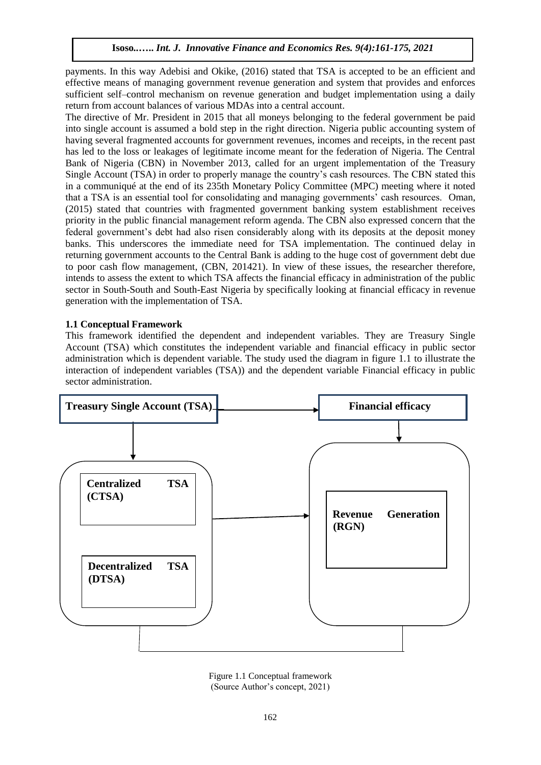payments. In this way Adebisi and Okike, (2016) stated that TSA is accepted to be an efficient and effective means of managing government revenue generation and system that provides and enforces sufficient self–control mechanism on revenue generation and budget implementation using a daily return from account balances of various MDAs into a central account.

The directive of Mr. President in 2015 that all moneys belonging to the federal government be paid into single account is assumed a bold step in the right direction. Nigeria public accounting system of having several fragmented accounts for government revenues, incomes and receipts, in the recent past has led to the loss or leakages of legitimate income meant for the federation of Nigeria. The Central Bank of Nigeria (CBN) in November 2013, called for an urgent implementation of the Treasury Single Account (TSA) in order to properly manage the country's cash resources. The CBN stated this in a communiqué at the end of its 235th Monetary Policy Committee (MPC) meeting where it noted that a TSA is an essential tool for consolidating and managing governments' cash resources. Oman, (2015) stated that countries with fragmented government banking system establishment receives priority in the public financial management reform agenda. The CBN also expressed concern that the federal government's debt had also risen considerably along with its deposits at the deposit money banks. This underscores the immediate need for TSA implementation. The continued delay in returning government accounts to the Central Bank is adding to the huge cost of government debt due to poor cash flow management, (CBN, 201421). In view of these issues, the researcher therefore, intends to assess the extent to which TSA affects the financial efficacy in administration of the public sector in South-South and South-East Nigeria by specifically looking at financial efficacy in revenue generation with the implementation of TSA.

### 1.1 Conceptual Framework

This framework identified the dependent and independent variables. They are Treasury Single Account (TSA) which constitutes the independent variable and financial efficacy in public sector administration which is dependent variable. The study used the diagram in figure 1.1 to illustrate the interaction of independent variables (TSA)) and the dependent variable Financial efficacy in public sector administration.

**Treasury Single Account (TSA)** → **Financial efficacy**

**Centralized TSA (CTSA)**

**Decentralized TSA (DTSA)**

→ **Revenue Generation (RGN)**

Figure 1.1 Conceptual framework
(Source Author's concept, 2021)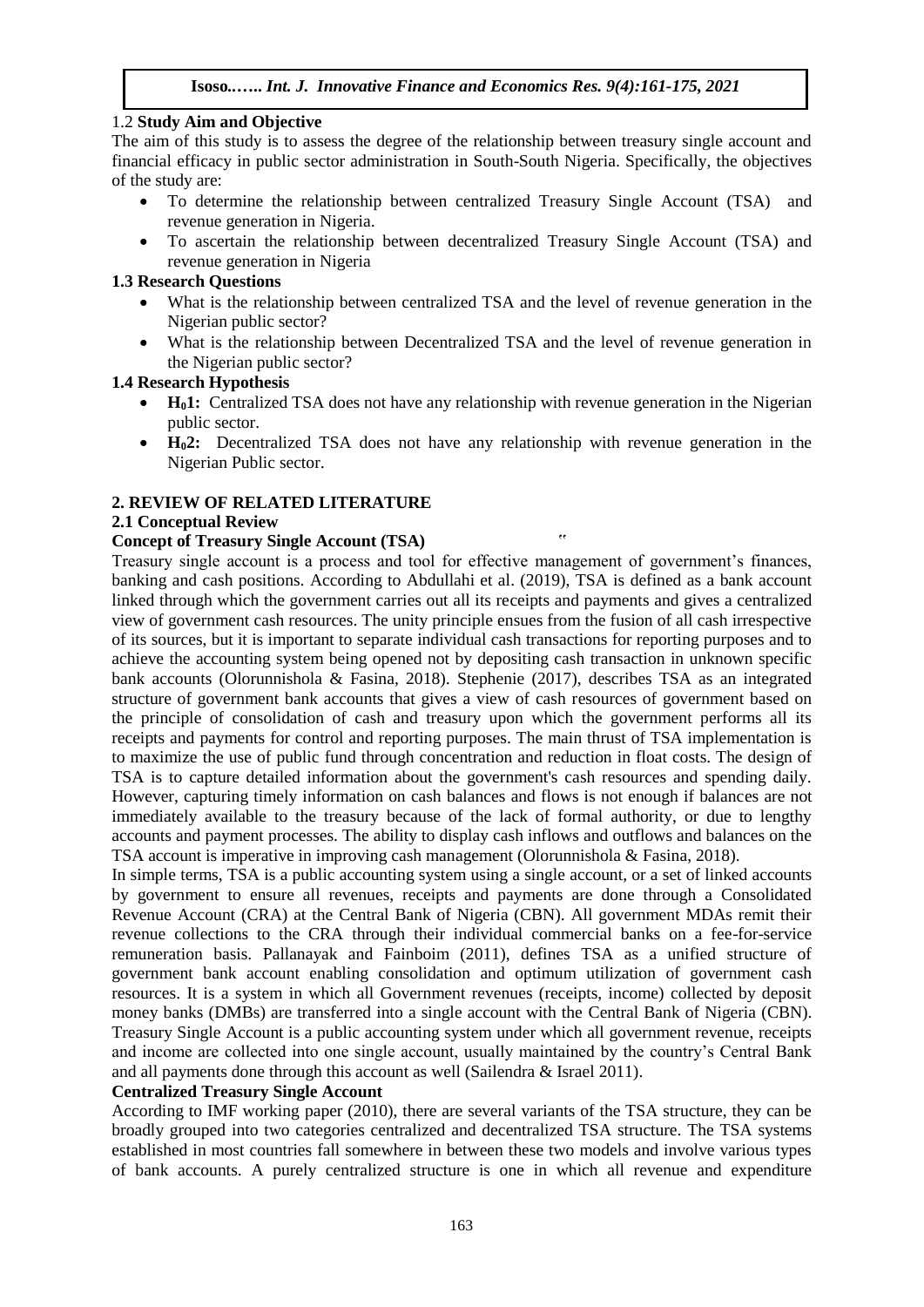### 1.2 Study Aim and Objective

The aim of this study is to assess the degree of the relationship between treasury single account and financial efficacy in public sector administration in South-South Nigeria. Specifically, the objectives of the study are:

- To determine the relationship between centralized Treasury Single Account (TSA) and revenue generation in Nigeria.
- To ascertain the relationship between decentralized Treasury Single Account (TSA) and revenue generation in Nigeria

### 1.3 Research Questions

- What is the relationship between centralized TSA and the level of revenue generation in the Nigerian public sector?
- What is the relationship between Decentralized TSA and the level of revenue generation in the Nigerian public sector?

### 1.4 Research Hypothesis

- **$H_0$1:** Centralized TSA does not have any relationship with revenue generation in the Nigerian public sector.
- **$H_0$2:** Decentralized TSA does not have any relationship with revenue generation in the Nigerian Public sector.

## 2. REVIEW OF RELATED LITERATURE

### 2.1 Conceptual Review

**Concept of Treasury Single Account (TSA)**

Treasury single account is a process and tool for effective management of government's finances, banking and cash positions. According to Abdullahi et al. (2019), TSA is defined as a bank account linked through which the government carries out all its receipts and payments and gives a centralized view of government cash resources. The unity principle ensues from the fusion of all cash irrespective of its sources, but it is important to separate individual cash transactions for reporting purposes and to achieve the accounting system being opened not by depositing cash transaction in unknown specific bank accounts (Olorunnishola & Fasina, 2018). Stephenie (2017), describes TSA as an integrated structure of government bank accounts that gives a view of cash resources of government based on the principle of consolidation of cash and treasury upon which the government performs all its receipts and payments for control and reporting purposes. The main thrust of TSA implementation is to maximize the use of public fund through concentration and reduction in float costs. The design of TSA is to capture detailed information about the government's cash resources and spending daily. However, capturing timely information on cash balances and flows is not enough if balances are not immediately available to the treasury because of the lack of formal authority, or due to lengthy accounts and payment processes. The ability to display cash inflows and outflows and balances on the TSA account is imperative in improving cash management (Olorunnishola & Fasina, 2018).

In simple terms, TSA is a public accounting system using a single account, or a set of linked accounts by government to ensure all revenues, receipts and payments are done through a Consolidated Revenue Account (CRA) at the Central Bank of Nigeria (CBN). All government MDAs remit their revenue collections to the CRA through their individual commercial banks on a fee-for-service remuneration basis. Pallanayak and Fainboim (2011), defines TSA as a unified structure of government bank account enabling consolidation and optimum utilization of government cash resources. It is a system in which all Government revenues (receipts, income) collected by deposit money banks (DMBs) are transferred into a single account with the Central Bank of Nigeria (CBN). Treasury Single Account is a public accounting system under which all government revenue, receipts and income are collected into one single account, usually maintained by the country's Central Bank and all payments done through this account as well (Sailendra & Israel 2011).

**Centralized Treasury Single Account**

According to IMF working paper (2010), there are several variants of the TSA structure, they can be broadly grouped into two categories centralized and decentralized TSA structure. The TSA systems established in most countries fall somewhere in between these two models and involve various types of bank accounts. A purely centralized structure is one in which all revenue and expenditure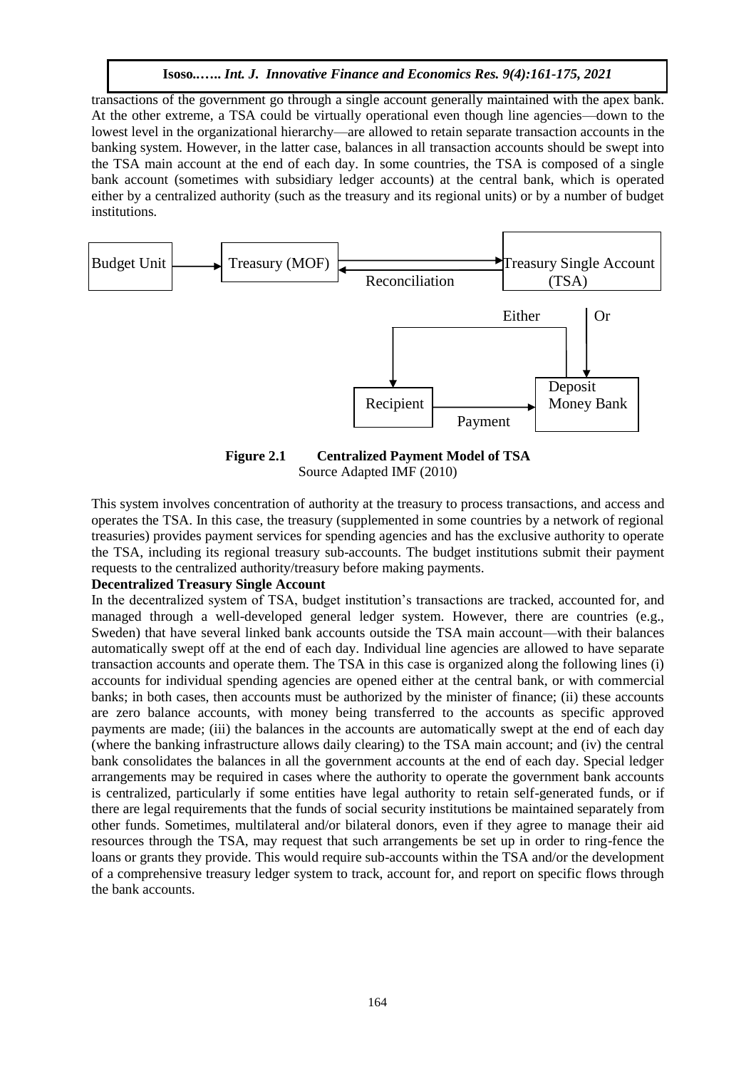transactions of the government go through a single account generally maintained with the apex bank. At the other extreme, a TSA could be virtually operational even though line agencies—down to the lowest level in the organizational hierarchy—are allowed to retain separate transaction accounts in the banking system. However, in the latter case, balances in all transaction accounts should be swept into the TSA main account at the end of each day. In some countries, the TSA is composed of a single bank account (sometimes with subsidiary ledger accounts) at the central bank, which is operated either by a centralized authority (such as the treasury and its regional units) or by a number of budget institutions.

Budget Unit → Treasury (MOF) ⇄ Treasury Single Account (TSA) (Reconciliation)

Either / Or

Recipient → Deposit Money Bank (Payment)

**Figure 2.1 Centralized Payment Model of TSA**
Source Adapted IMF (2010)

This system involves concentration of authority at the treasury to process transactions, and access and operates the TSA. In this case, the treasury (supplemented in some countries by a network of regional treasuries) provides payment services for spending agencies and has the exclusive authority to operate the TSA, including its regional treasury sub-accounts. The budget institutions submit their payment requests to the centralized authority/treasury before making payments.

**Decentralized Treasury Single Account**

In the decentralized system of TSA, budget institution's transactions are tracked, accounted for, and managed through a well-developed general ledger system. However, there are countries (e.g., Sweden) that have several linked bank accounts outside the TSA main account—with their balances automatically swept off at the end of each day. Individual line agencies are allowed to have separate transaction accounts and operate them. The TSA in this case is organized along the following lines (i) accounts for individual spending agencies are opened either at the central bank, or with commercial banks; in both cases, then accounts must be authorized by the minister of finance; (ii) these accounts are zero balance accounts, with money being transferred to the accounts as specific approved payments are made; (iii) the balances in the accounts are automatically swept at the end of each day (where the banking infrastructure allows daily clearing) to the TSA main account; and (iv) the central bank consolidates the balances in all the government accounts at the end of each day. Special ledger arrangements may be required in cases where the authority to operate the government bank accounts is centralized, particularly if some entities have legal authority to retain self-generated funds, or if there are legal requirements that the funds of social security institutions be maintained separately from other funds. Sometimes, multilateral and/or bilateral donors, even if they agree to manage their aid resources through the TSA, may request that such arrangements be set up in order to ring-fence the loans or grants they provide. This would require sub-accounts within the TSA and/or the development of a comprehensive treasury ledger system to track, account for, and report on specific flows through the bank accounts.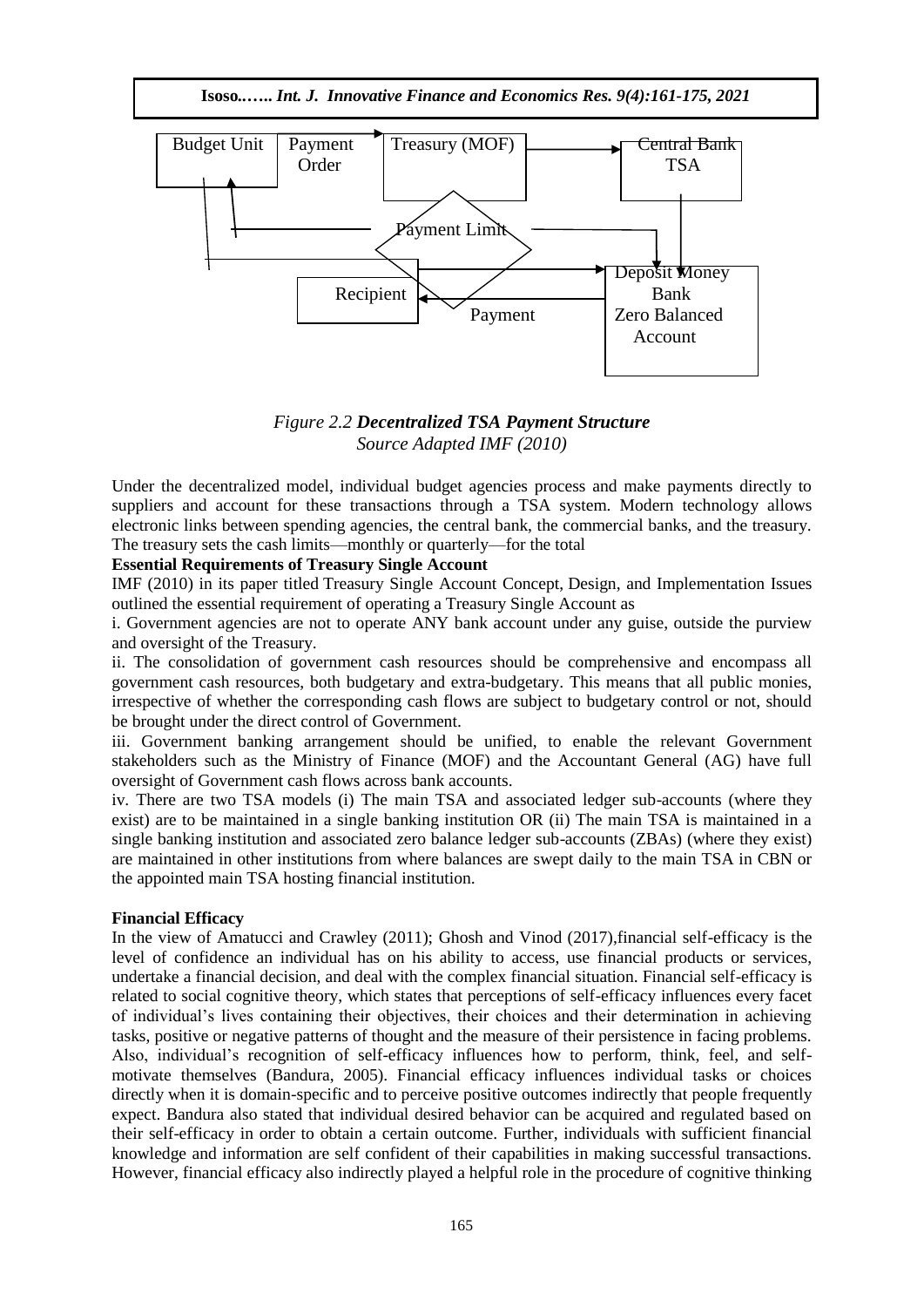Budget Unit — Payment Order → Treasury (MOF) → Central Bank TSA

Payment Limit

Recipient ← Payment — Deposit Money Bank Zero Balanced Account

*Figure 2.2* ***Decentralized TSA Payment Structure***
*Source Adapted IMF (2010)*

Under the decentralized model, individual budget agencies process and make payments directly to suppliers and account for these transactions through a TSA system. Modern technology allows electronic links between spending agencies, the central bank, the commercial banks, and the treasury. The treasury sets the cash limits—monthly or quarterly—for the total

**Essential Requirements of Treasury Single Account**

IMF (2010) in its paper titled Treasury Single Account Concept, Design, and Implementation Issues outlined the essential requirement of operating a Treasury Single Account as

i. Government agencies are not to operate ANY bank account under any guise, outside the purview and oversight of the Treasury.

ii. The consolidation of government cash resources should be comprehensive and encompass all government cash resources, both budgetary and extra-budgetary. This means that all public monies, irrespective of whether the corresponding cash flows are subject to budgetary control or not, should be brought under the direct control of Government.

iii. Government banking arrangement should be unified, to enable the relevant Government stakeholders such as the Ministry of Finance (MOF) and the Accountant General (AG) have full oversight of Government cash flows across bank accounts.

iv. There are two TSA models (i) The main TSA and associated ledger sub-accounts (where they exist) are to be maintained in a single banking institution OR (ii) The main TSA is maintained in a single banking institution and associated zero balance ledger sub-accounts (ZBAs) (where they exist) are maintained in other institutions from where balances are swept daily to the main TSA in CBN or the appointed main TSA hosting financial institution.

**Financial Efficacy**

In the view of Amatucci and Crawley (2011); Ghosh and Vinod (2017),financial self-efficacy is the level of confidence an individual has on his ability to access, use financial products or services, undertake a financial decision, and deal with the complex financial situation. Financial self-efficacy is related to social cognitive theory, which states that perceptions of self-efficacy influences every facet of individual's lives containing their objectives, their choices and their determination in achieving tasks, positive or negative patterns of thought and the measure of their persistence in facing problems. Also, individual's recognition of self-efficacy influences how to perform, think, feel, and self-motivate themselves (Bandura, 2005). Financial efficacy influences individual tasks or choices directly when it is domain-specific and to perceive positive outcomes indirectly that people frequently expect. Bandura also stated that individual desired behavior can be acquired and regulated based on their self-efficacy in order to obtain a certain outcome. Further, individuals with sufficient financial knowledge and information are self confident of their capabilities in making successful transactions. However, financial efficacy also indirectly played a helpful role in the procedure of cognitive thinking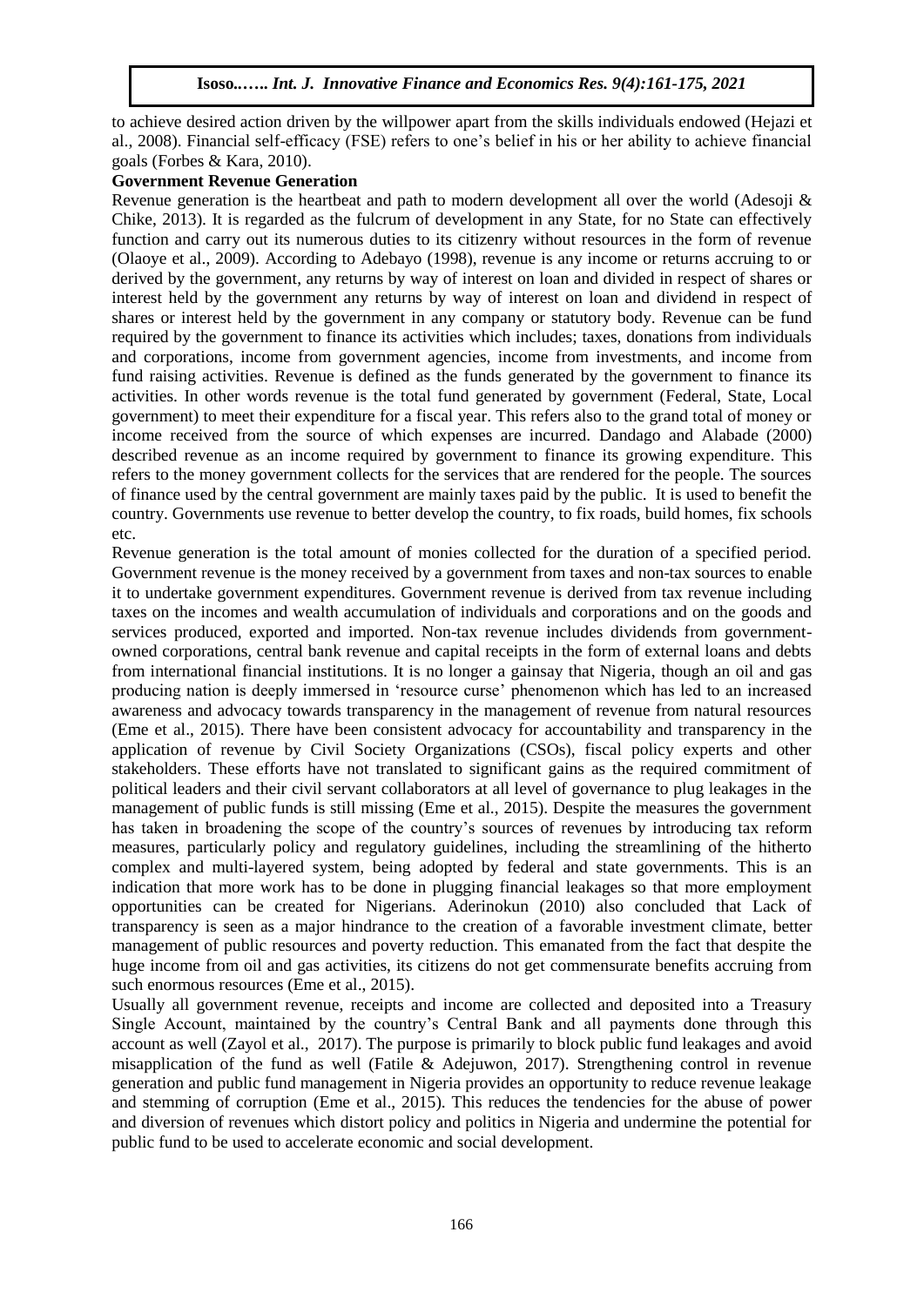to achieve desired action driven by the willpower apart from the skills individuals endowed (Hejazi et al., 2008). Financial self-efficacy (FSE) refers to one's belief in his or her ability to achieve financial goals (Forbes & Kara, 2010).

**Government Revenue Generation**

Revenue generation is the heartbeat and path to modern development all over the world (Adesoji & Chike, 2013). It is regarded as the fulcrum of development in any State, for no State can effectively function and carry out its numerous duties to its citizenry without resources in the form of revenue (Olaoye et al., 2009). According to Adebayo (1998), revenue is any income or returns accruing to or derived by the government, any returns by way of interest on loan and divided in respect of shares or interest held by the government any returns by way of interest on loan and dividend in respect of shares or interest held by the government in any company or statutory body. Revenue can be fund required by the government to finance its activities which includes; taxes, donations from individuals and corporations, income from government agencies, income from investments, and income from fund raising activities. Revenue is defined as the funds generated by the government to finance its activities. In other words revenue is the total fund generated by government (Federal, State, Local government) to meet their expenditure for a fiscal year. This refers also to the grand total of money or income received from the source of which expenses are incurred. Dandago and Alabade (2000) described revenue as an income required by government to finance its growing expenditure. This refers to the money government collects for the services that are rendered for the people. The sources of finance used by the central government are mainly taxes paid by the public. It is used to benefit the country. Governments use revenue to better develop the country, to fix roads, build homes, fix schools etc.

Revenue generation is the total amount of monies collected for the duration of a specified period. Government revenue is the money received by a government from taxes and non-tax sources to enable it to undertake government expenditures. Government revenue is derived from tax revenue including taxes on the incomes and wealth accumulation of individuals and corporations and on the goods and services produced, exported and imported. Non-tax revenue includes dividends from government-owned corporations, central bank revenue and capital receipts in the form of external loans and debts from international financial institutions. It is no longer a gainsay that Nigeria, though an oil and gas producing nation is deeply immersed in 'resource curse' phenomenon which has led to an increased awareness and advocacy towards transparency in the management of revenue from natural resources (Eme et al., 2015). There have been consistent advocacy for accountability and transparency in the application of revenue by Civil Society Organizations (CSOs), fiscal policy experts and other stakeholders. These efforts have not translated to significant gains as the required commitment of political leaders and their civil servant collaborators at all level of governance to plug leakages in the management of public funds is still missing (Eme et al., 2015). Despite the measures the government has taken in broadening the scope of the country's sources of revenues by introducing tax reform measures, particularly policy and regulatory guidelines, including the streamlining of the hitherto complex and multi-layered system, being adopted by federal and state governments. This is an indication that more work has to be done in plugging financial leakages so that more employment opportunities can be created for Nigerians. Aderinokun (2010) also concluded that Lack of transparency is seen as a major hindrance to the creation of a favorable investment climate, better management of public resources and poverty reduction. This emanated from the fact that despite the huge income from oil and gas activities, its citizens do not get commensurate benefits accruing from such enormous resources (Eme et al., 2015).

Usually all government revenue, receipts and income are collected and deposited into a Treasury Single Account, maintained by the country's Central Bank and all payments done through this account as well (Zayol et al., 2017). The purpose is primarily to block public fund leakages and avoid misapplication of the fund as well (Fatile & Adejuwon, 2017). Strengthening control in revenue generation and public fund management in Nigeria provides an opportunity to reduce revenue leakage and stemming of corruption (Eme et al., 2015). This reduces the tendencies for the abuse of power and diversion of revenues which distort policy and politics in Nigeria and undermine the potential for public fund to be used to accelerate economic and social development.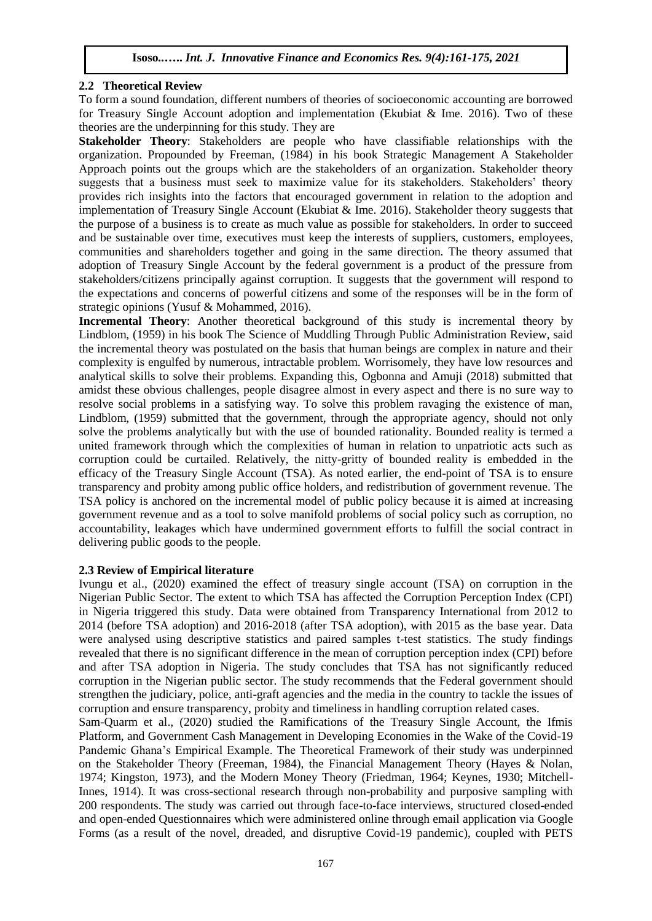## 2.2 Theoretical Review

To form a sound foundation, different numbers of theories of socioeconomic accounting are borrowed for Treasury Single Account adoption and implementation (Ekubiat & Ime. 2016). Two of these theories are the underpinning for this study. They are

**Stakeholder Theory**: Stakeholders are people who have classifiable relationships with the organization. Propounded by Freeman, (1984) in his book Strategic Management A Stakeholder Approach points out the groups which are the stakeholders of an organization. Stakeholder theory suggests that a business must seek to maximize value for its stakeholders. Stakeholders' theory provides rich insights into the factors that encouraged government in relation to the adoption and implementation of Treasury Single Account (Ekubiat & Ime. 2016). Stakeholder theory suggests that the purpose of a business is to create as much value as possible for stakeholders. In order to succeed and be sustainable over time, executives must keep the interests of suppliers, customers, employees, communities and shareholders together and going in the same direction. The theory assumed that adoption of Treasury Single Account by the federal government is a product of the pressure from stakeholders/citizens principally against corruption. It suggests that the government will respond to the expectations and concerns of powerful citizens and some of the responses will be in the form of strategic opinions (Yusuf & Mohammed, 2016).

**Incremental Theory**: Another theoretical background of this study is incremental theory by Lindblom, (1959) in his book The Science of Muddling Through Public Administration Review, said the incremental theory was postulated on the basis that human beings are complex in nature and their complexity is engulfed by numerous, intractable problem. Worrisomely, they have low resources and analytical skills to solve their problems. Expanding this, Ogbonna and Amuji (2018) submitted that amidst these obvious challenges, people disagree almost in every aspect and there is no sure way to resolve social problems in a satisfying way. To solve this problem ravaging the existence of man, Lindblom, (1959) submitted that the government, through the appropriate agency, should not only solve the problems analytically but with the use of bounded rationality. Bounded reality is termed a united framework through which the complexities of human in relation to unpatriotic acts such as corruption could be curtailed. Relatively, the nitty-gritty of bounded reality is embedded in the efficacy of the Treasury Single Account (TSA). As noted earlier, the end-point of TSA is to ensure transparency and probity among public office holders, and redistribution of government revenue. The TSA policy is anchored on the incremental model of public policy because it is aimed at increasing government revenue and as a tool to solve manifold problems of social policy such as corruption, no accountability, leakages which have undermined government efforts to fulfill the social contract in delivering public goods to the people.

## 2.3 Review of Empirical literature

Ivungu et al., (2020) examined the effect of treasury single account (TSA) on corruption in the Nigerian Public Sector. The extent to which TSA has affected the Corruption Perception Index (CPI) in Nigeria triggered this study. Data were obtained from Transparency International from 2012 to 2014 (before TSA adoption) and 2016-2018 (after TSA adoption), with 2015 as the base year. Data were analysed using descriptive statistics and paired samples t-test statistics. The study findings revealed that there is no significant difference in the mean of corruption perception index (CPI) before and after TSA adoption in Nigeria. The study concludes that TSA has not significantly reduced corruption in the Nigerian public sector. The study recommends that the Federal government should strengthen the judiciary, police, anti-graft agencies and the media in the country to tackle the issues of corruption and ensure transparency, probity and timeliness in handling corruption related cases.

Sam-Quarm et al., (2020) studied the Ramifications of the Treasury Single Account, the Ifmis Platform, and Government Cash Management in Developing Economies in the Wake of the Covid-19 Pandemic Ghana's Empirical Example. The Theoretical Framework of their study was underpinned on the Stakeholder Theory (Freeman, 1984), the Financial Management Theory (Hayes & Nolan, 1974; Kingston, 1973), and the Modern Money Theory (Friedman, 1964; Keynes, 1930; Mitchell-Innes, 1914). It was cross-sectional research through non-probability and purposive sampling with 200 respondents. The study was carried out through face-to-face interviews, structured closed-ended and open-ended Questionnaires which were administered online through email application via Google Forms (as a result of the novel, dreaded, and disruptive Covid-19 pandemic), coupled with PETS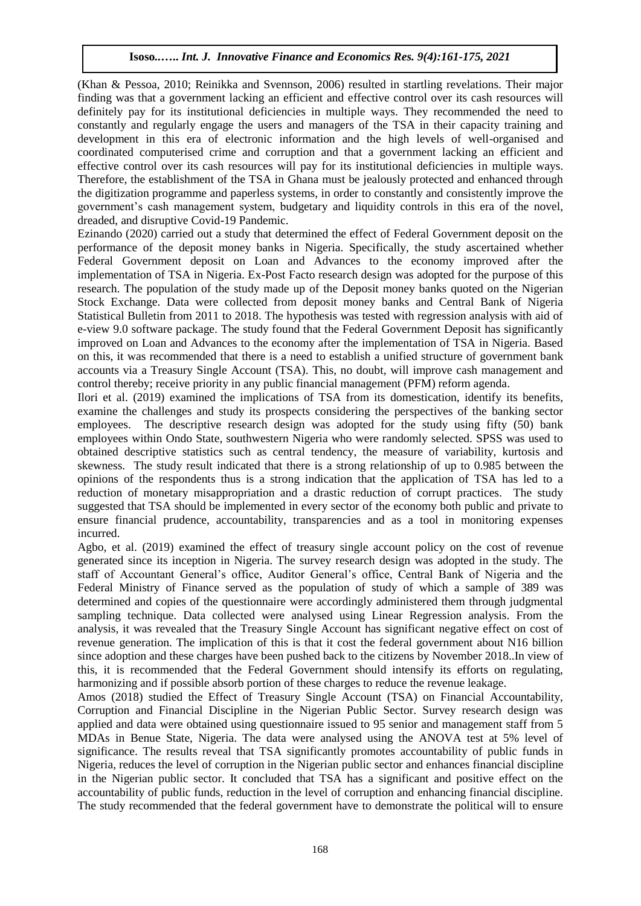(Khan & Pessoa, 2010; Reinikka and Svennson, 2006) resulted in startling revelations. Their major finding was that a government lacking an efficient and effective control over its cash resources will definitely pay for its institutional deficiencies in multiple ways. They recommended the need to constantly and regularly engage the users and managers of the TSA in their capacity training and development in this era of electronic information and the high levels of well-organised and coordinated computerised crime and corruption and that a government lacking an efficient and effective control over its cash resources will pay for its institutional deficiencies in multiple ways. Therefore, the establishment of the TSA in Ghana must be jealously protected and enhanced through the digitization programme and paperless systems, in order to constantly and consistently improve the government's cash management system, budgetary and liquidity controls in this era of the novel, dreaded, and disruptive Covid-19 Pandemic.

Ezinando (2020) carried out a study that determined the effect of Federal Government deposit on the performance of the deposit money banks in Nigeria. Specifically, the study ascertained whether Federal Government deposit on Loan and Advances to the economy improved after the implementation of TSA in Nigeria. Ex-Post Facto research design was adopted for the purpose of this research. The population of the study made up of the Deposit money banks quoted on the Nigerian Stock Exchange. Data were collected from deposit money banks and Central Bank of Nigeria Statistical Bulletin from 2011 to 2018. The hypothesis was tested with regression analysis with aid of e-view 9.0 software package. The study found that the Federal Government Deposit has significantly improved on Loan and Advances to the economy after the implementation of TSA in Nigeria. Based on this, it was recommended that there is a need to establish a unified structure of government bank accounts via a Treasury Single Account (TSA). This, no doubt, will improve cash management and control thereby; receive priority in any public financial management (PFM) reform agenda.

Ilori et al. (2019) examined the implications of TSA from its domestication, identify its benefits, examine the challenges and study its prospects considering the perspectives of the banking sector employees. The descriptive research design was adopted for the study using fifty (50) bank employees within Ondo State, southwestern Nigeria who were randomly selected. SPSS was used to obtained descriptive statistics such as central tendency, the measure of variability, kurtosis and skewness. The study result indicated that there is a strong relationship of up to 0.985 between the opinions of the respondents thus is a strong indication that the application of TSA has led to a reduction of monetary misappropriation and a drastic reduction of corrupt practices. The study suggested that TSA should be implemented in every sector of the economy both public and private to ensure financial prudence, accountability, transparencies and as a tool in monitoring expenses incurred.

Agbo, et al. (2019) examined the effect of treasury single account policy on the cost of revenue generated since its inception in Nigeria. The survey research design was adopted in the study. The staff of Accountant General's office, Auditor General's office, Central Bank of Nigeria and the Federal Ministry of Finance served as the population of study of which a sample of 389 was determined and copies of the questionnaire were accordingly administered them through judgmental sampling technique. Data collected were analysed using Linear Regression analysis. From the analysis, it was revealed that the Treasury Single Account has significant negative effect on cost of revenue generation. The implication of this is that it cost the federal government about N16 billion since adoption and these charges have been pushed back to the citizens by November 2018..In view of this, it is recommended that the Federal Government should intensify its efforts on regulating, harmonizing and if possible absorb portion of these charges to reduce the revenue leakage.

Amos (2018) studied the Effect of Treasury Single Account (TSA) on Financial Accountability, Corruption and Financial Discipline in the Nigerian Public Sector. Survey research design was applied and data were obtained using questionnaire issued to 95 senior and management staff from 5 MDAs in Benue State, Nigeria. The data were analysed using the ANOVA test at 5% level of significance. The results reveal that TSA significantly promotes accountability of public funds in Nigeria, reduces the level of corruption in the Nigerian public sector and enhances financial discipline in the Nigerian public sector. It concluded that TSA has a significant and positive effect on the accountability of public funds, reduction in the level of corruption and enhancing financial discipline. The study recommended that the federal government have to demonstrate the political will to ensure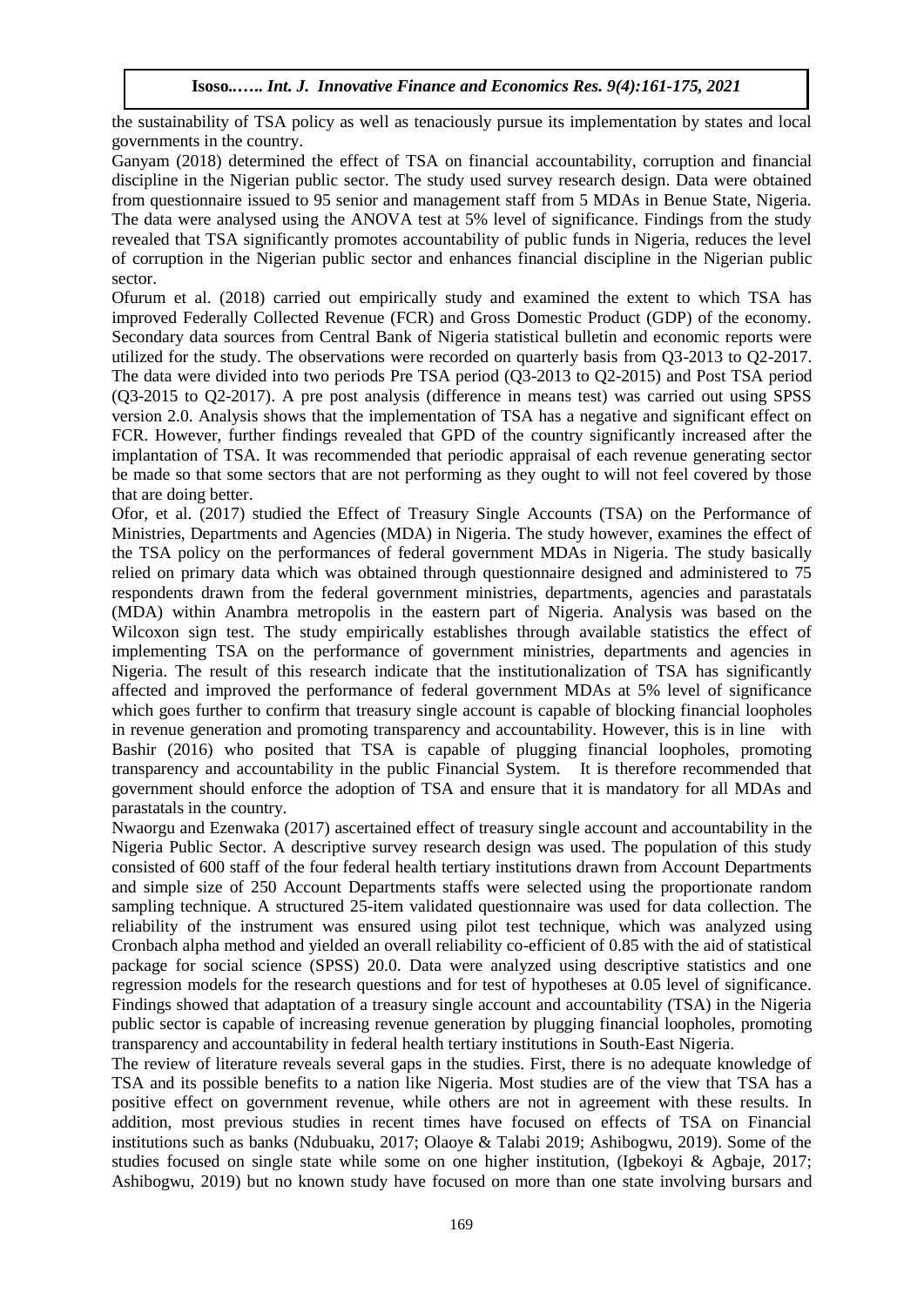the sustainability of TSA policy as well as tenaciously pursue its implementation by states and local governments in the country.

Ganyam (2018) determined the effect of TSA on financial accountability, corruption and financial discipline in the Nigerian public sector. The study used survey research design. Data were obtained from questionnaire issued to 95 senior and management staff from 5 MDAs in Benue State, Nigeria. The data were analysed using the ANOVA test at 5% level of significance. Findings from the study revealed that TSA significantly promotes accountability of public funds in Nigeria, reduces the level of corruption in the Nigerian public sector and enhances financial discipline in the Nigerian public sector.

Ofurum et al. (2018) carried out empirically study and examined the extent to which TSA has improved Federally Collected Revenue (FCR) and Gross Domestic Product (GDP) of the economy. Secondary data sources from Central Bank of Nigeria statistical bulletin and economic reports were utilized for the study. The observations were recorded on quarterly basis from Q3-2013 to Q2-2017. The data were divided into two periods Pre TSA period (Q3-2013 to Q2-2015) and Post TSA period (Q3-2015 to Q2-2017). A pre post analysis (difference in means test) was carried out using SPSS version 2.0. Analysis shows that the implementation of TSA has a negative and significant effect on FCR. However, further findings revealed that GPD of the country significantly increased after the implantation of TSA. It was recommended that periodic appraisal of each revenue generating sector be made so that some sectors that are not performing as they ought to will not feel covered by those that are doing better.

Ofor, et al. (2017) studied the Effect of Treasury Single Accounts (TSA) on the Performance of Ministries, Departments and Agencies (MDA) in Nigeria. The study however, examines the effect of the TSA policy on the performances of federal government MDAs in Nigeria. The study basically relied on primary data which was obtained through questionnaire designed and administered to 75 respondents drawn from the federal government ministries, departments, agencies and parastatals (MDA) within Anambra metropolis in the eastern part of Nigeria. Analysis was based on the Wilcoxon sign test. The study empirically establishes through available statistics the effect of implementing TSA on the performance of government ministries, departments and agencies in Nigeria. The result of this research indicate that the institutionalization of TSA has significantly affected and improved the performance of federal government MDAs at 5% level of significance which goes further to confirm that treasury single account is capable of blocking financial loopholes in revenue generation and promoting transparency and accountability. However, this is in line with Bashir (2016) who posited that TSA is capable of plugging financial loopholes, promoting transparency and accountability in the public Financial System. It is therefore recommended that government should enforce the adoption of TSA and ensure that it is mandatory for all MDAs and parastatals in the country.

Nwaorgu and Ezenwaka (2017) ascertained effect of treasury single account and accountability in the Nigeria Public Sector. A descriptive survey research design was used. The population of this study consisted of 600 staff of the four federal health tertiary institutions drawn from Account Departments and simple size of 250 Account Departments staffs were selected using the proportionate random sampling technique. A structured 25-item validated questionnaire was used for data collection. The reliability of the instrument was ensured using pilot test technique, which was analyzed using Cronbach alpha method and yielded an overall reliability co-efficient of 0.85 with the aid of statistical package for social science (SPSS) 20.0. Data were analyzed using descriptive statistics and one regression models for the research questions and for test of hypotheses at 0.05 level of significance. Findings showed that adaptation of a treasury single account and accountability (TSA) in the Nigeria public sector is capable of increasing revenue generation by plugging financial loopholes, promoting transparency and accountability in federal health tertiary institutions in South-East Nigeria.

The review of literature reveals several gaps in the studies. First, there is no adequate knowledge of TSA and its possible benefits to a nation like Nigeria. Most studies are of the view that TSA has a positive effect on government revenue, while others are not in agreement with these results. In addition, most previous studies in recent times have focused on effects of TSA on Financial institutions such as banks (Ndubuaku, 2017; Olaoye & Talabi 2019; Ashibogwu, 2019). Some of the studies focused on single state while some on one higher institution, (Igbekoyi & Agbaje, 2017; Ashibogwu, 2019) but no known study have focused on more than one state involving bursars and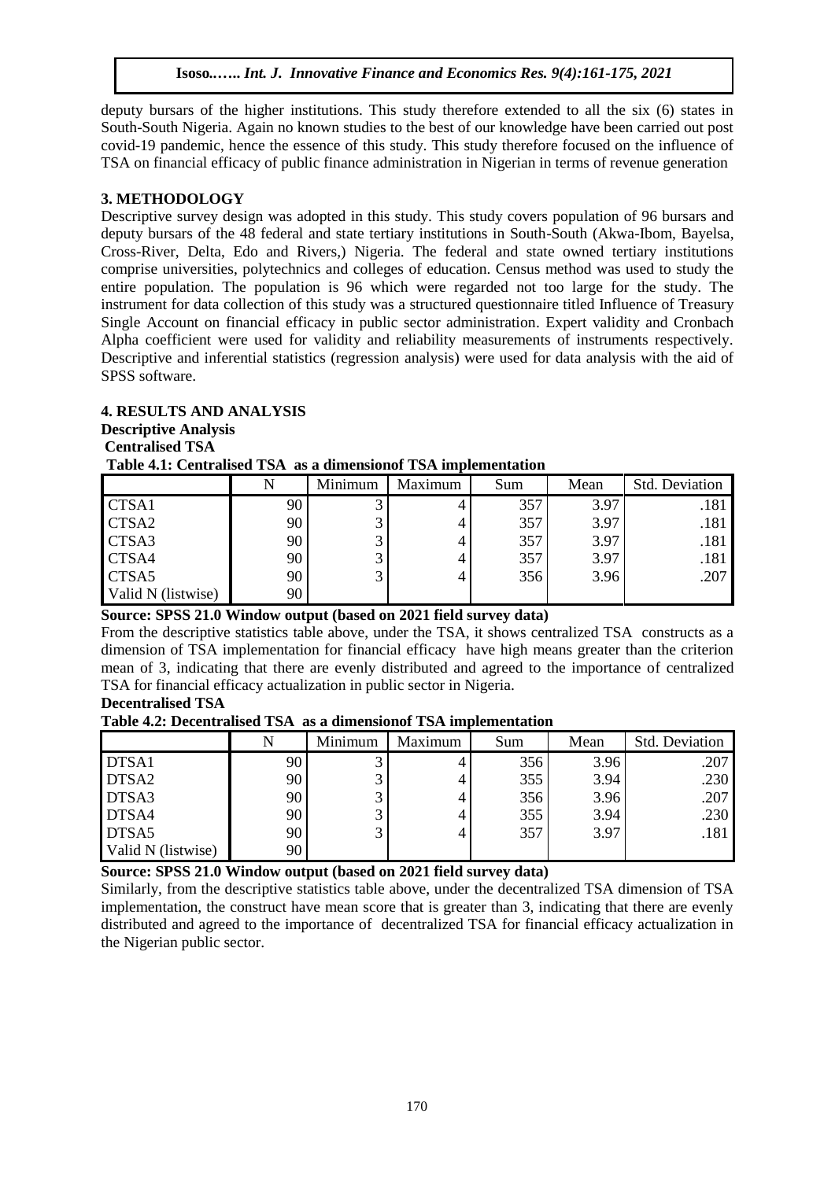deputy bursars of the higher institutions. This study therefore extended to all the six (6) states in South-South Nigeria. Again no known studies to the best of our knowledge have been carried out post covid-19 pandemic, hence the essence of this study. This study therefore focused on the influence of TSA on financial efficacy of public finance administration in Nigerian in terms of revenue generation

## 3. METHODOLOGY

Descriptive survey design was adopted in this study. This study covers population of 96 bursars and deputy bursars of the 48 federal and state tertiary institutions in South-South (Akwa-Ibom, Bayelsa, Cross-River, Delta, Edo and Rivers,) Nigeria. The federal and state owned tertiary institutions comprise universities, polytechnics and colleges of education. Census method was used to study the entire population. The population is 96 which were regarded not too large for the study. The instrument for data collection of this study was a structured questionnaire titled Influence of Treasury Single Account on financial efficacy in public sector administration. Expert validity and Cronbach Alpha coefficient were used for validity and reliability measurements of instruments respectively. Descriptive and inferential statistics (regression analysis) were used for data analysis with the aid of SPSS software.

## 4. RESULTS AND ANALYSIS

### Descriptive Analysis

**Centralised TSA**

**Table 4.1: Centralised TSA as a dimensionof TSA implementation**

| | N | Minimum | Maximum | Sum | Mean | Std. Deviation |
|---|---|---|---|---|---|---|
| CTSA1 | 90 | 3 | 4 | 357 | 3.97 | .181 |
| CTSA2 | 90 | 3 | 4 | 357 | 3.97 | .181 |
| CTSA3 | 90 | 3 | 4 | 357 | 3.97 | .181 |
| CTSA4 | 90 | 3 | 4 | 357 | 3.97 | .181 |
| CTSA5 | 90 | 3 | 4 | 356 | 3.96 | .207 |
| Valid N (listwise) | 90 | | | | | |

**Source: SPSS 21.0 Window output (based on 2021 field survey data)**

From the descriptive statistics table above, under the TSA, it shows centralized TSA constructs as a dimension of TSA implementation for financial efficacy have high means greater than the criterion mean of 3, indicating that there are evenly distributed and agreed to the importance of centralized TSA for financial efficacy actualization in public sector in Nigeria.

**Decentralised TSA**

**Table 4.2: Decentralised TSA as a dimensionof TSA implementation**

| | N | Minimum | Maximum | Sum | Mean | Std. Deviation |
|---|---|---|---|---|---|---|
| DTSA1 | 90 | 3 | 4 | 356 | 3.96 | .207 |
| DTSA2 | 90 | 3 | 4 | 355 | 3.94 | .230 |
| DTSA3 | 90 | 3 | 4 | 356 | 3.96 | .207 |
| DTSA4 | 90 | 3 | 4 | 355 | 3.94 | .230 |
| DTSA5 | 90 | 3 | 4 | 357 | 3.97 | .181 |
| Valid N (listwise) | 90 | | | | | |

**Source: SPSS 21.0 Window output (based on 2021 field survey data)**

Similarly, from the descriptive statistics table above, under the decentralized TSA dimension of TSA implementation, the construct have mean score that is greater than 3, indicating that there are evenly distributed and agreed to the importance of decentralized TSA for financial efficacy actualization in the Nigerian public sector.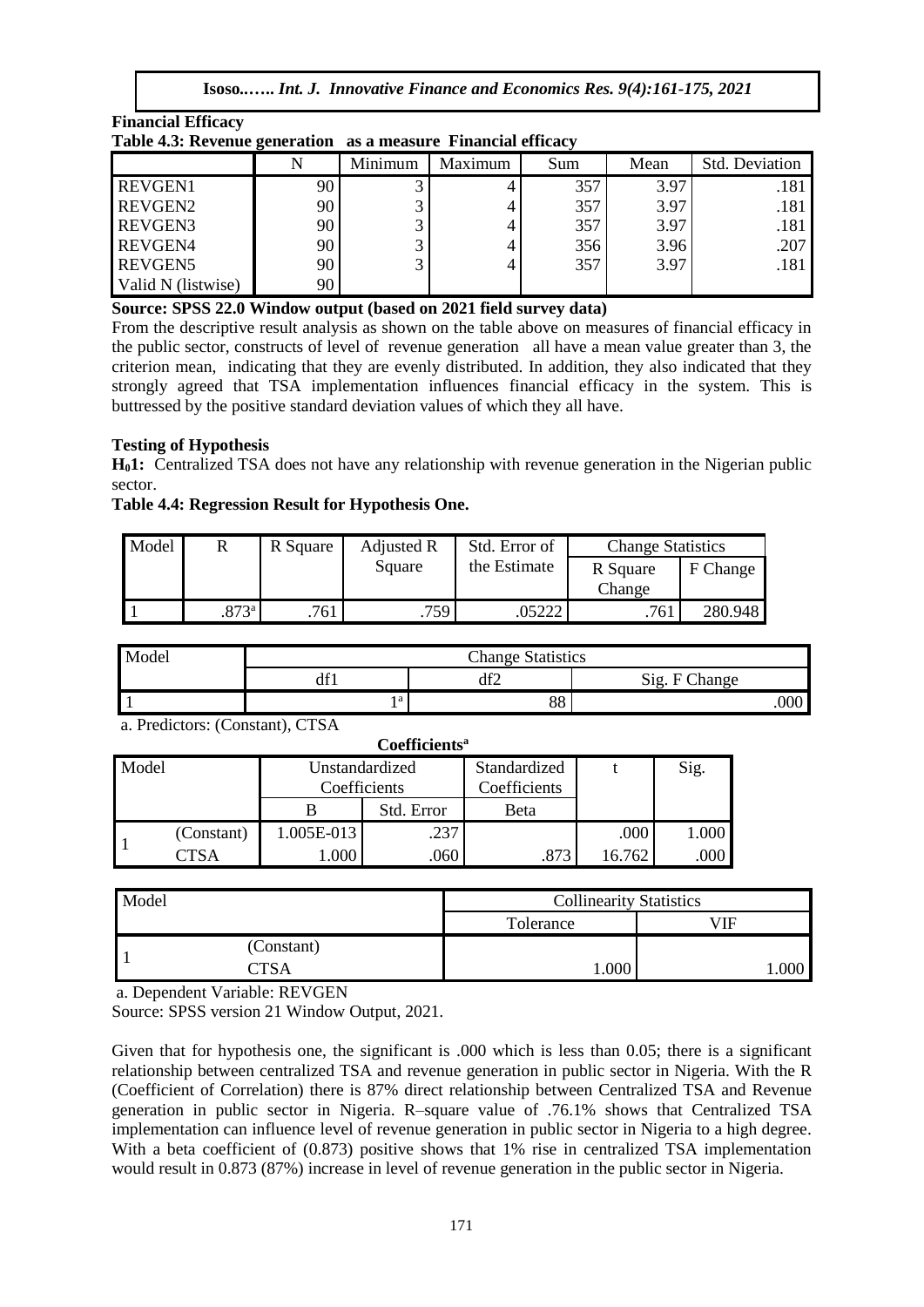**Financial Efficacy**

**Table 4.3: Revenue generation as a measure Financial efficacy**

| | N | Minimum | Maximum | Sum | Mean | Std. Deviation |
|---|---|---|---|---|---|---|
| REVGEN1 | 90 | 3 | 4 | 357 | 3.97 | .181 |
| REVGEN2 | 90 | 3 | 4 | 357 | 3.97 | .181 |
| REVGEN3 | 90 | 3 | 4 | 357 | 3.97 | .181 |
| REVGEN4 | 90 | 3 | 4 | 356 | 3.96 | .207 |
| REVGEN5 | 90 | 3 | 4 | 357 | 3.97 | .181 |
| Valid N (listwise) | 90 | | | | | |

**Source: SPSS 22.0 Window output (based on 2021 field survey data)**

From the descriptive result analysis as shown on the table above on measures of financial efficacy in the public sector, constructs of level of revenue generation all have a mean value greater than 3, the criterion mean, indicating that they are evenly distributed. In addition, they also indicated that they strongly agreed that TSA implementation influences financial efficacy in the system. This is buttressed by the positive standard deviation values of which they all have.

**Testing of Hypothesis**

**$H_0$1:** Centralized TSA does not have any relationship with revenue generation in the Nigerian public sector.

**Table 4.4: Regression Result for Hypothesis One.**

| Model | R | R Square | Adjusted R Square | Std. Error of the Estimate | Change Statistics | |
|---|---|---|---|---|---|---|
| | | | | | R Square Change | F Change |
| 1 | .873[a] | .761 | .759 | .05222 | .761 | 280.948 |

| Model | Change Statistics | | |
|---|---|---|---|
| | df1 | df2 | Sig. F Change |
| 1 | 1[a] | 88 | .000 |

a. Predictors: (Constant), CTSA

**Coefficients[a]**

| Model | | Unstandardized Coefficients | | Standardized Coefficients | t | Sig. |
|---|---|---|---|---|---|---|
| | | B | Std. Error | Beta | | |
| 1 | (Constant) | 1.005E-013 | .237 | | .000 | 1.000 |
| | CTSA | 1.000 | .060 | .873 | 16.762 | .000 |

| Model | | Collinearity Statistics | |
|---|---|---|---|
| | | Tolerance | VIF |
| 1 | (Constant) | | |
| | CTSA | 1.000 | 1.000 |

a. Dependent Variable: REVGEN

Source: SPSS version 21 Window Output, 2021.

Given that for hypothesis one, the significant is .000 which is less than 0.05; there is a significant relationship between centralized TSA and revenue generation in public sector in Nigeria. With the R (Coefficient of Correlation) there is 87% direct relationship between Centralized TSA and Revenue generation in public sector in Nigeria. R–square value of .76.1% shows that Centralized TSA implementation can influence level of revenue generation in public sector in Nigeria to a high degree. With a beta coefficient of (0.873) positive shows that 1% rise in centralized TSA implementation would result in 0.873 (87%) increase in level of revenue generation in the public sector in Nigeria.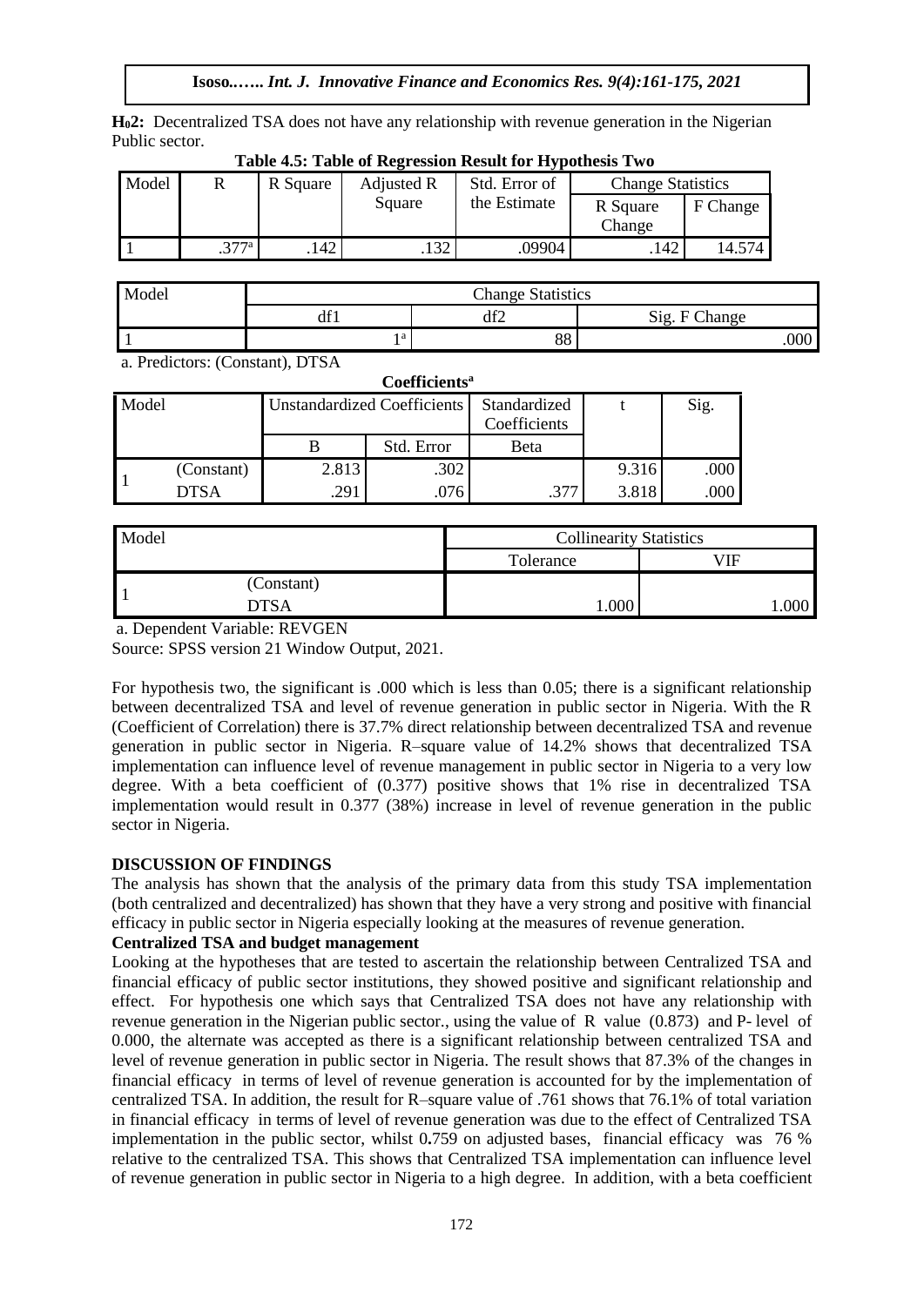**$H_02$:** Decentralized TSA does not have any relationship with revenue generation in the Nigerian Public sector.

**Table 4.5: Table of Regression Result for Hypothesis Two**

| Model | R | R Square | Adjusted R Square | Std. Error of the Estimate | Change Statistics | |
|---|---|---|---|---|---|---|
| | | | | | R Square Change | F Change |
| 1 | .377[a] | .142 | .132 | .09904 | .142 | 14.574 |

| Model | Change Statistics | | |
|---|---|---|---|
| | df1 | df2 | Sig. F Change |
| 1 | 1[a] | 88 | .000 |

a. Predictors: (Constant), DTSA

**Coefficients[a]**

| Model | | Unstandardized Coefficients | | Standardized Coefficients | t | Sig. |
|---|---|---|---|---|---|---|
| | | B | Std. Error | Beta | | |
| 1 | (Constant) | 2.813 | .302 | | 9.316 | .000 |
| | DTSA | .291 | .076 | .377 | 3.818 | .000 |

| Model | | Collinearity Statistics | |
|---|---|---|---|
| | | Tolerance | VIF |
| 1 | (Constant) | | |
| | DTSA | 1.000 | 1.000 |

a. Dependent Variable: REVGEN

Source: SPSS version 21 Window Output, 2021.

For hypothesis two, the significant is .000 which is less than 0.05; there is a significant relationship between decentralized TSA and level of revenue generation in public sector in Nigeria. With the R (Coefficient of Correlation) there is 37.7% direct relationship between decentralized TSA and revenue generation in public sector in Nigeria. R–square value of 14.2% shows that decentralized TSA implementation can influence level of revenue management in public sector in Nigeria to a very low degree. With a beta coefficient of (0.377) positive shows that 1% rise in decentralized TSA implementation would result in 0.377 (38%) increase in level of revenue generation in the public sector in Nigeria.

**DISCUSSION OF FINDINGS**

The analysis has shown that the analysis of the primary data from this study TSA implementation (both centralized and decentralized) has shown that they have a very strong and positive with financial efficacy in public sector in Nigeria especially looking at the measures of revenue generation.

**Centralized TSA and budget management**

Looking at the hypotheses that are tested to ascertain the relationship between Centralized TSA and financial efficacy of public sector institutions, they showed positive and significant relationship and effect. For hypothesis one which says that Centralized TSA does not have any relationship with revenue generation in the Nigerian public sector., using the value of R value (0.873) and P- level of 0.000, the alternate was accepted as there is a significant relationship between centralized TSA and level of revenue generation in public sector in Nigeria. The result shows that 87.3% of the changes in financial efficacy in terms of level of revenue generation is accounted for by the implementation of centralized TSA. In addition, the result for R–square value of .761 shows that 76.1% of total variation in financial efficacy in terms of level of revenue generation was due to the effect of Centralized TSA implementation in the public sector, whilst 0**.**759 on adjusted bases, financial efficacy was 76 % relative to the centralized TSA. This shows that Centralized TSA implementation can influence level of revenue generation in public sector in Nigeria to a high degree. In addition, with a beta coefficient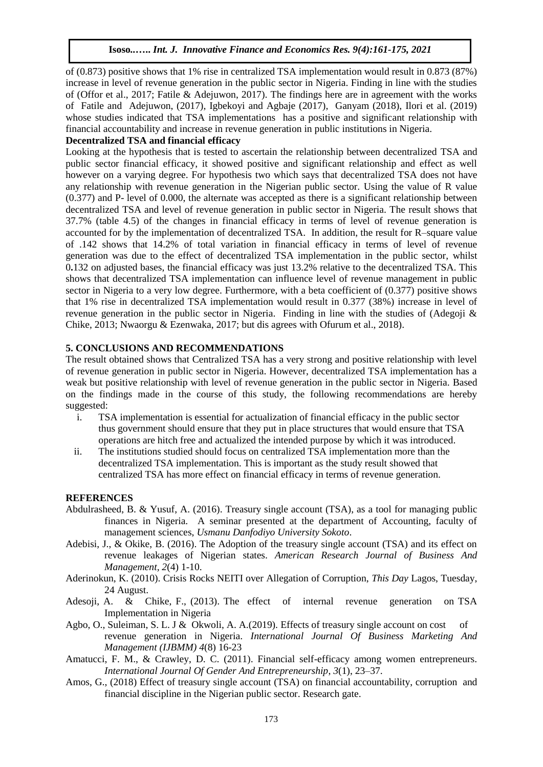of (0.873) positive shows that 1% rise in centralized TSA implementation would result in 0.873 (87%) increase in level of revenue generation in the public sector in Nigeria. Finding in line with the studies of (Offor et al., 2017; Fatile & Adejuwon, 2017). The findings here are in agreement with the works of Fatile and Adejuwon, (2017), Igbekoyi and Agbaje (2017), Ganyam (2018), Ilori et al. (2019) whose studies indicated that TSA implementations has a positive and significant relationship with financial accountability and increase in revenue generation in public institutions in Nigeria.

**Decentralized TSA and financial efficacy**

Looking at the hypothesis that is tested to ascertain the relationship between decentralized TSA and public sector financial efficacy, it showed positive and significant relationship and effect as well however on a varying degree. For hypothesis two which says that decentralized TSA does not have any relationship with revenue generation in the Nigerian public sector. Using the value of R value (0.377) and P- level of 0.000, the alternate was accepted as there is a significant relationship between decentralized TSA and level of revenue generation in public sector in Nigeria. The result shows that 37.7% (table 4.5) of the changes in financial efficacy in terms of level of revenue generation is accounted for by the implementation of decentralized TSA. In addition, the result for R–square value of .142 shows that 14.2% of total variation in financial efficacy in terms of level of revenue generation was due to the effect of decentralized TSA implementation in the public sector, whilst 0**.**132 on adjusted bases, the financial efficacy was just 13.2% relative to the decentralized TSA. This shows that decentralized TSA implementation can influence level of revenue management in public sector in Nigeria to a very low degree. Furthermore, with a beta coefficient of (0.377) positive shows that 1% rise in decentralized TSA implementation would result in 0.377 (38%) increase in level of revenue generation in the public sector in Nigeria. Finding in line with the studies of (Adegoji & Chike, 2013; Nwaorgu & Ezenwaka, 2017; but dis agrees with Ofurum et al., 2018).

## 5. CONCLUSIONS AND RECOMMENDATIONS

The result obtained shows that Centralized TSA has a very strong and positive relationship with level of revenue generation in public sector in Nigeria. However, decentralized TSA implementation has a weak but positive relationship with level of revenue generation in the public sector in Nigeria. Based on the findings made in the course of this study, the following recommendations are hereby suggested:

i. TSA implementation is essential for actualization of financial efficacy in the public sector thus government should ensure that they put in place structures that would ensure that TSA operations are hitch free and actualized the intended purpose by which it was introduced.
ii. The institutions studied should focus on centralized TSA implementation more than the decentralized TSA implementation. This is important as the study result showed that centralized TSA has more effect on financial efficacy in terms of revenue generation.

## REFERENCES

Abdulrasheed, B. & Yusuf, A. (2016). Treasury single account (TSA), as a tool for managing public finances in Nigeria. A seminar presented at the department of Accounting, faculty of management sciences, *Usmanu Danfodiyo University Sokoto*.

Adebisi, J., & Okike, B. (2016). The Adoption of the treasury single account (TSA) and its effect on revenue leakages of Nigerian states. *American Research Journal of Business And Management, 2*(4) 1-10.

Aderinokun, K. (2010). Crisis Rocks NEITI over Allegation of Corruption, *This Day* Lagos, Tuesday, 24 August.

Adesoji, A. & Chike, F., (2013). The effect of internal revenue generation on TSA Implementation in Nigeria

Agbo, O., Suleiman, S. L. J & Okwoli, A. A.(2019). Effects of treasury single account on cost of revenue generation in Nigeria. *International Journal Of Business Marketing And Management (IJBMM) 4*(8) 16-23

Amatucci, F. M., & Crawley, D. C. (2011). Financial self-efficacy among women entrepreneurs. *International Journal Of Gender And Entrepreneurship, 3*(1), 23–37.

Amos, G., (2018) Effect of treasury single account (TSA) on financial accountability, corruption and financial discipline in the Nigerian public sector. Research gate.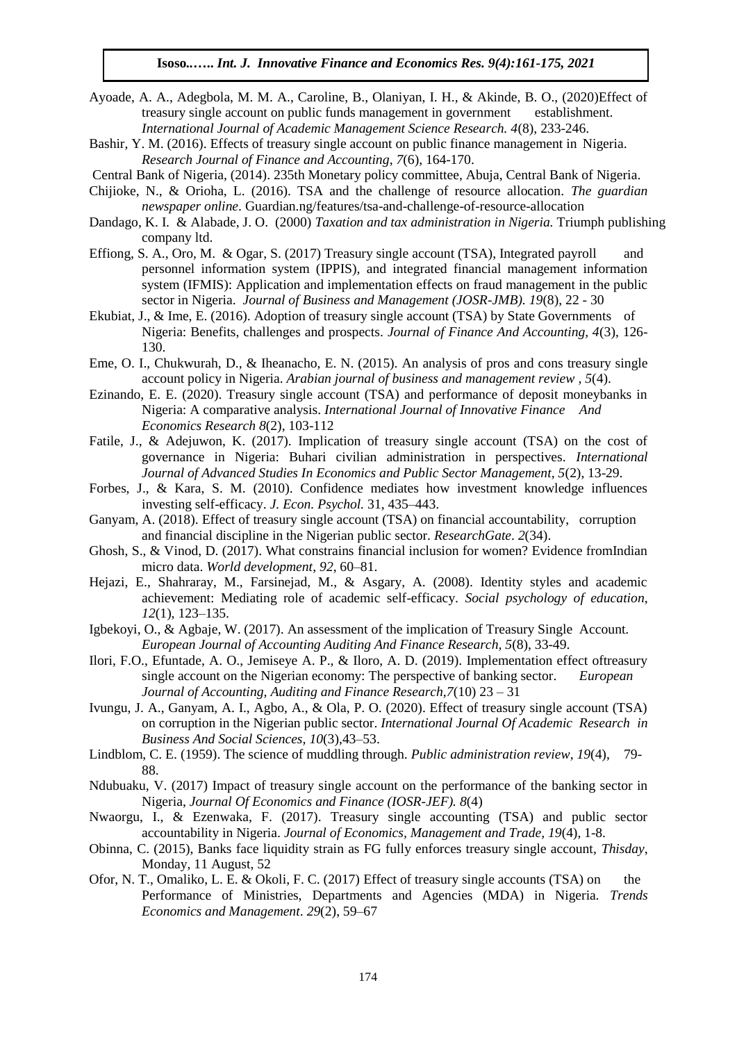Ayoade, A. A., Adegbola, M. M. A., Caroline, B., Olaniyan, I. H., & Akinde, B. O., (2020)Effect of treasury single account on public funds management in government establishment. *International Journal of Academic Management Science Research. 4*(8), 233-246.

Bashir, Y. M. (2016). Effects of treasury single account on public finance management in Nigeria. *Research Journal of Finance and Accounting*, *7*(6), 164-170.

Central Bank of Nigeria, (2014). 235th Monetary policy committee, Abuja, Central Bank of Nigeria.

Chijioke, N., & Orioha, L. (2016). TSA and the challenge of resource allocation. *The guardian newspaper online*. Guardian.ng/features/tsa-and-challenge-of-resource-allocation

Dandago, K. I. & Alabade, J. O. (2000) *Taxation and tax administration in Nigeria.* Triumph publishing company ltd.

Effiong, S. A., Oro, M. & Ogar, S. (2017) Treasury single account (TSA), Integrated payroll and personnel information system (IPPIS), and integrated financial management information system (IFMIS): Application and implementation effects on fraud management in the public sector in Nigeria. *Journal of Business and Management (JOSR-JMB). 19*(8), 22 - 30

Ekubiat, J., & Ime, E. (2016). Adoption of treasury single account (TSA) by State Governments of Nigeria: Benefits, challenges and prospects. *Journal of Finance And Accounting, 4*(3), 126-130.

Eme, O. I., Chukwurah, D., & Iheanacho, E. N. (2015). An analysis of pros and cons treasury single account policy in Nigeria. *Arabian journal of business and management review , 5*(4).

Ezinando, E. E. (2020). Treasury single account (TSA) and performance of deposit moneybanks in Nigeria: A comparative analysis. *International Journal of Innovative Finance And Economics Research 8*(2), 103-112

Fatile, J., & Adejuwon, K. (2017). Implication of treasury single account (TSA) on the cost of governance in Nigeria: Buhari civilian administration in perspectives. *International Journal of Advanced Studies In Economics and Public Sector Management*, *5*(2), 13-29.

Forbes, J., & Kara, S. M. (2010). Confidence mediates how investment knowledge influences investing self-efficacy. *J. Econ. Psychol.* 31, 435–443.

Ganyam, A. (2018). Effect of treasury single account (TSA) on financial accountability, corruption and financial discipline in the Nigerian public sector. *ResearchGate*. *2*(34).

Ghosh, S., & Vinod, D. (2017). What constrains financial inclusion for women? Evidence fromIndian micro data. *World development*, *92*, 60–81.

Hejazi, E., Shahraray, M., Farsinejad, M., & Asgary, A. (2008). Identity styles and academic achievement: Mediating role of academic self-efficacy. *Social psychology of education*, *12*(1), 123–135.

Igbekoyi, O., & Agbaje, W. (2017). An assessment of the implication of Treasury Single Account. *European Journal of Accounting Auditing And Finance Research, 5*(8), 33-49.

Ilori, F.O., Efuntade, A. O., Jemiseye A. P., & Iloro, A. D. (2019). Implementation effect oftreasury single account on the Nigerian economy: The perspective of banking sector. *European Journal of Accounting, Auditing and Finance Research,7*(10) 23 – 31

Ivungu, J. A., Ganyam, A. I., Agbo, A., & Ola, P. O. (2020). Effect of treasury single account (TSA) on corruption in the Nigerian public sector. *International Journal Of Academic Research in Business And Social Sciences, 10*(3),43–53.

Lindblom, C. E. (1959). The science of muddling through. *Public administration review*, *19*(4), 79-88.

Ndubuaku, V. (2017) Impact of treasury single account on the performance of the banking sector in Nigeria, *Journal Of Economics and Finance (IOSR-JEF). 8*(4)

Nwaorgu, I., & Ezenwaka, F. (2017). Treasury single accounting (TSA) and public sector accountability in Nigeria. *Journal of Economics, Management and Trade*, *19*(4), 1-8.

Obinna, C. (2015), Banks face liquidity strain as FG fully enforces treasury single account, *Thisday*, Monday, 11 August, 52

Ofor, N. T., Omaliko, L. E. & Okoli, F. C. (2017) Effect of treasury single accounts (TSA) on the Performance of Ministries, Departments and Agencies (MDA) in Nigeria. *Trends Economics and Management*. *29*(2), 59–67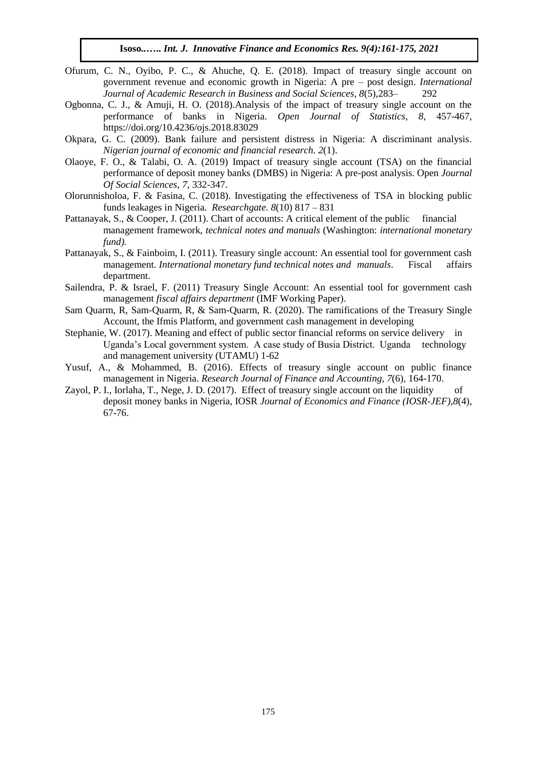Ofurum, C. N., Oyibo, P. C., & Ahuche, Q. E. (2018). Impact of treasury single account on government revenue and economic growth in Nigeria: A pre – post design. *International Journal of Academic Research in Business and Social Sciences*, *8*(5),283– 292

Ogbonna, C. J., & Amuji, H. O. (2018).Analysis of the impact of treasury single account on the performance of banks in Nigeria. *Open Journal of Statistics*, *8*, 457-467, https://doi.org/10.4236/ojs.2018.83029

Okpara, G. C. (2009). Bank failure and persistent distress in Nigeria: A discriminant analysis. *Nigerian journal of economic and financial research. 2*(1).

Olaoye, F. O., & Talabi, O. A. (2019) Impact of treasury single account (TSA) on the financial performance of deposit money banks (DMBS) in Nigeria: A pre-post analysis. Open *Journal Of Social Sciences*, *7*, 332-347.

Olorunnisholoa, F. & Fasina, C. (2018). Investigating the effectiveness of TSA in blocking public funds leakages in Nigeria. *Researchgate. 8*(10) 817 – 831

Pattanayak, S., & Cooper, J. (2011). Chart of accounts: A critical element of the public financial management framework, *technical notes and manuals* (Washington: *international monetary fund).*

Pattanayak, S., & Fainboim, I. (2011). Treasury single account: An essential tool for government cash management. *International monetary fund technical notes and manuals*. Fiscal affairs department.

Sailendra, P. & Israel, F. (2011) Treasury Single Account: An essential tool for government cash management *fiscal affairs department* (IMF Working Paper).

Sam Quarm, R, Sam-Quarm, R, & Sam-Quarm, R. (2020). The ramifications of the Treasury Single Account, the Ifmis Platform, and government cash management in developing

Stephanie, W. (2017). Meaning and effect of public sector financial reforms on service delivery in Uganda's Local government system. A case study of Busia District. Uganda technology and management university (UTAMU) 1-62

Yusuf, A., & Mohammed, B. (2016). Effects of treasury single account on public finance management in Nigeria. *Research Journal of Finance and Accounting*, *7*(6), 164-170.

Zayol, P. I., Iorlaha, T., Nege, J. D. (2017). Effect of treasury single account on the liquidity of deposit money banks in Nigeria, IOSR *Journal of Economics and Finance (IOSR-JEF)*,*8*(4), 67-76.